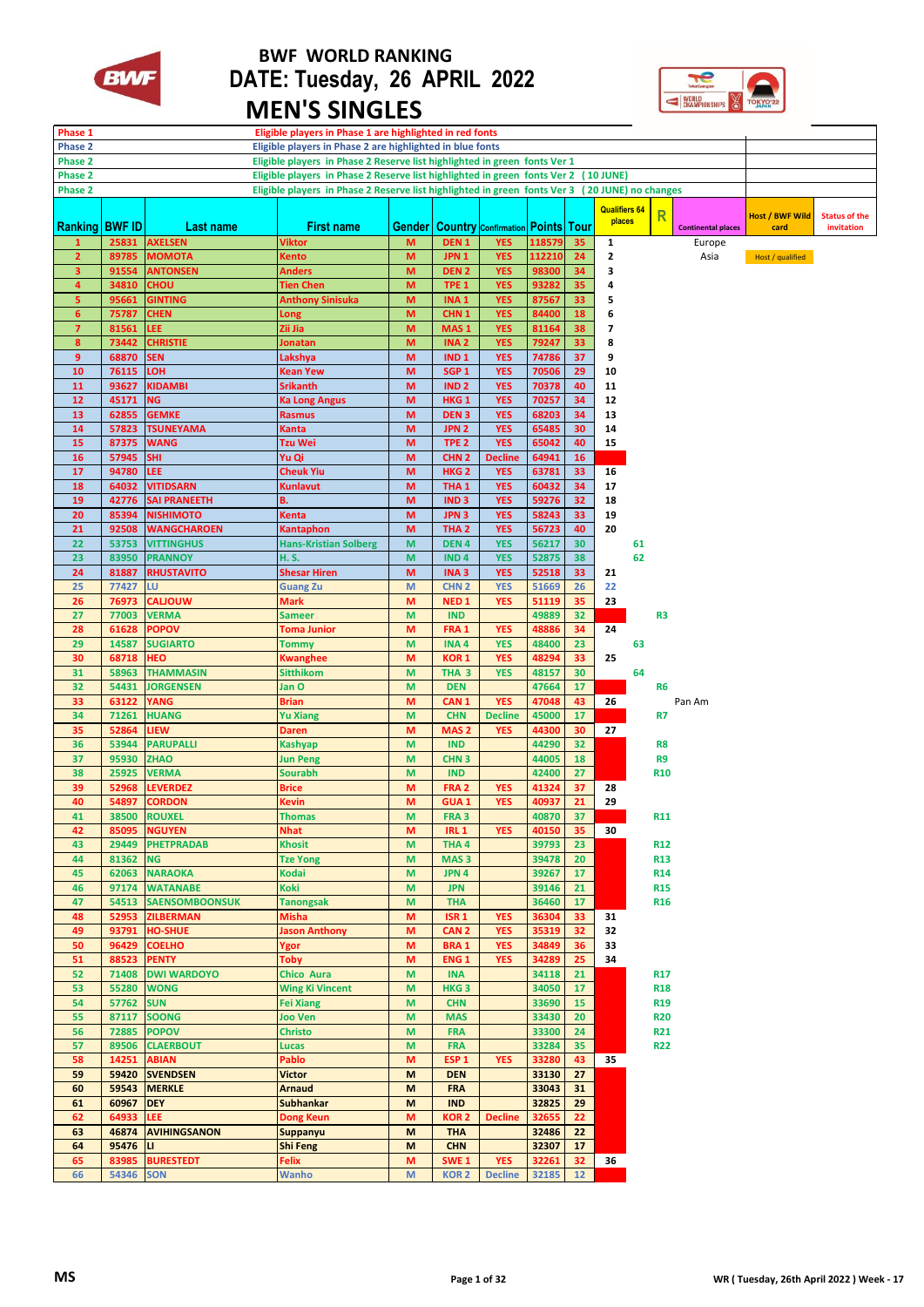# BWF WORLD RANKING

## DATE: Tuesday, 26 APRIL 2022

## MEN'S SINGLES

| | |
|---|---|
| Phase 1 | Eligible players in Phase 1 are highlighted in red fonts |
| Phase 2 | Eligible players in Phase 2 are highlighted in blue fonts |
| Phase 2 | Eligible players in Phase 2 Reserve list highlighted in green fonts Ver 1 |
| Phase 2 | Eligible players in Phase 2 Reserve list highlighted in green fonts Ver 2 (10 JUNE) |
| Phase 2 | Eligible players in Phase 2 Reserve list highlighted in green fonts Ver 3 (20 JUNE) no changes |

| Ranking | BWF ID | Last name | First name | Gender | Country | Confirmation | Points | Tour | Qualifiers 64 places | R | Continental places | Host / BWF Wild card | Status of the invitation |
|---|---|---|---|---|---|---|---|---|---|---|---|---|---|
| 1 | 25831 | AXELSEN | Viktor | M | DEN 1 | YES | 118579 | 35 | 1 | | Europe | | |
| 2 | 89785 | MOMOTA | Kento | M | JPN 1 | YES | 112210 | 24 | 2 | | Asia | Host / qualified | |
| 3 | 91554 | ANTONSEN | Anders | M | DEN 2 | YES | 98300 | 34 | 3 | | | | |
| 4 | 34810 | CHOU | Tien Chen | M | TPE 1 | YES | 93282 | 35 | 4 | | | | |
| 5 | 95661 | GINTING | Anthony Sinisuka | M | INA 1 | YES | 87567 | 33 | 5 | | | | |
| 6 | 75787 | CHEN | Long | M | CHN 1 | YES | 84400 | 18 | 6 | | | | |
| 7 | 81561 | LEE | Zii Jia | M | MAS 1 | YES | 81164 | 38 | 7 | | | | |
| 8 | 73442 | CHRISTIE | Jonatan | M | INA 2 | YES | 79247 | 33 | 8 | | | | |
| 9 | 68870 | SEN | Lakshya | M | IND 1 | YES | 74786 | 37 | 9 | | | | |
| 10 | 76115 | LOH | Kean Yew | M | SGP 1 | YES | 70506 | 29 | 10 | | | | |
| 11 | 93627 | KIDAMBI | Srikanth | M | IND 2 | YES | 70378 | 40 | 11 | | | | |
| 12 | 45171 | NG | Ka Long Angus | M | HKG 1 | YES | 70257 | 34 | 12 | | | | |
| 13 | 62855 | GEMKE | Rasmus | M | DEN 3 | YES | 68203 | 34 | 13 | | | | |
| 14 | 57823 | TSUNEYAMA | Kanta | M | JPN 2 | YES | 65485 | 30 | 14 | | | | |
| 15 | 87375 | WANG | Tzu Wei | M | TPE 2 | YES | 65042 | 40 | 15 | | | | |
| 16 | 57945 | SHI | Yu Qi | M | CHN 2 | Decline | 64941 | 16 | | | | | |
| 17 | 94780 | LEE | Cheuk Yiu | M | HKG 2 | YES | 63781 | 33 | 16 | | | | |
| 18 | 64032 | VITIDSARN | Kunlavut | M | THA 1 | YES | 60432 | 34 | 17 | | | | |
| 19 | 42776 | SAI PRANEETH | B. | M | IND 3 | YES | 59276 | 32 | 18 | | | | |
| 20 | 85394 | NISHIMOTO | Kenta | M | JPN 3 | YES | 58243 | 33 | 19 | | | | |
| 21 | 92508 | WANGCHAROEN | Kantaphon | M | THA 2 | YES | 56723 | 40 | 20 | | | | |
| 22 | 53753 | VITTINGHUS | Hans-Kristian Solberg | M | DEN 4 | YES | 56217 | 30 | 61 | | | | |
| 23 | 83950 | PRANNOY | H. S. | M | IND 4 | YES | 52875 | 38 | 62 | | | | |
| 24 | 81887 | RHUSTAVITO | Shesar Hiren | M | INA 3 | YES | 52518 | 33 | 21 | | | | |
| 25 | 77427 | LU | Guang Zu | M | CHN 2 | YES | 51669 | 26 | 22 | | | | |
| 26 | 76973 | CALJOUW | Mark | M | NED 1 | YES | 51119 | 35 | 23 | | | | |
| 27 | 77003 | VERMA | Sameer | M | IND | | 49889 | 32 | | R3 | | | |
| 28 | 61628 | POPOV | Toma Junior | M | FRA 1 | YES | 48886 | 34 | 24 | | | | |
| 29 | 14587 | SUGIARTO | Tommy | M | INA 4 | YES | 48400 | 23 | 63 | | | | |
| 30 | 68718 | HEO | Kwanghee | M | KOR 1 | YES | 48294 | 33 | 25 | | | | |
| 31 | 58963 | THAMMASIN | Sitthikom | M | THA 3 | YES | 48157 | 30 | 64 | | | | |
| 32 | 54431 | JORGENSEN | Jan O | M | DEN | | 47664 | 17 | | R6 | | | |
| 33 | 63122 | YANG | Brian | M | CAN 1 | YES | 47048 | 43 | 26 | | Pan Am | | |
| 34 | 71261 | HUANG | Yu Xiang | M | CHN | Decline | 45000 | 17 | | R7 | | | |
| 35 | 52864 | LIEW | Daren | M | MAS 2 | YES | 44300 | 30 | 27 | | | | |
| 36 | 53944 | PARUPALLI | Kashyap | M | IND | | 44290 | 32 | | R8 | | | |
| 37 | 95930 | ZHAO | Jun Peng | M | CHN 3 | | 44005 | 18 | | R9 | | | |
| 38 | 25925 | VERMA | Sourabh | M | IND | | 42400 | 27 | | R10 | | | |
| 39 | 52968 | LEVERDEZ | Brice | M | FRA 2 | YES | 41324 | 37 | 28 | | | | |
| 40 | 54897 | CORDON | Kevin | M | GUA 1 | YES | 40937 | 21 | 29 | | | | |
| 41 | 38500 | ROUXEL | Thomas | M | FRA 3 | | 40870 | 37 | | R11 | | | |
| 42 | 85095 | NGUYEN | Nhat | M | IRL 1 | YES | 40150 | 35 | 30 | | | | |
| 43 | 29449 | PHETPRADAB | Khosit | M | THA 4 | | 39793 | 23 | | R12 | | | |
| 44 | 81362 | NG | Tze Yong | M | MAS 3 | | 39478 | 20 | | R13 | | | |
| 45 | 62063 | NARAOKA | Kodai | M | JPN 4 | | 39267 | 17 | | R14 | | | |
| 46 | 97174 | WATANABE | Koki | M | JPN | | 39146 | 21 | | R15 | | | |
| 47 | 54513 | SAENSOMBOONSUK | Tanongsak | M | THA | | 36460 | 17 | | R16 | | | |
| 48 | 52953 | ZILBERMAN | Misha | M | ISR 1 | YES | 36304 | 33 | 31 | | | | |
| 49 | 93791 | HO-SHUE | Jason Anthony | M | CAN 2 | YES | 35319 | 32 | 32 | | | | |
| 50 | 96429 | COELHO | Ygor | M | BRA 1 | YES | 34849 | 36 | 33 | | | | |
| 51 | 88523 | PENTY | Toby | M | ENG 1 | YES | 34289 | 25 | 34 | | | | |
| 52 | 71408 | DWI WARDOYO | Chico Aura | M | INA | | 34118 | 21 | | R17 | | | |
| 53 | 55280 | WONG | Wing Ki Vincent | M | HKG 3 | | 34050 | 17 | | R18 | | | |
| 54 | 57762 | SUN | Fei Xiang | M | CHN | | 33690 | 15 | | R19 | | | |
| 55 | 87117 | SOONG | Joo Ven | M | MAS | | 33430 | 20 | | R20 | | | |
| 56 | 72885 | POPOV | Christo | M | FRA | | 33300 | 24 | | R21 | | | |
| 57 | 89506 | CLAERBOUT | Lucas | M | FRA | | 33284 | 35 | | R22 | | | |
| 58 | 14251 | ABIAN | Pablo | M | ESP 1 | YES | 33280 | 43 | 35 | | | | |
| 59 | 59420 | SVENDSEN | Victor | M | DEN | | 33130 | 27 | | | | | |
| 60 | 59543 | MERKLE | Arnaud | M | FRA | | 33043 | 31 | | | | | |
| 61 | 60967 | DEY | Subhankar | M | IND | | 32825 | 29 | | | | | |
| 62 | 64933 | LEE | Dong Keun | M | KOR 2 | Decline | 32655 | 22 | | | | | |
| 63 | 46874 | AVIHINGSANON | Suppanyu | M | THA | | 32486 | 22 | | | | | |
| 64 | 95476 | LI | Shi Feng | M | CHN | | 32307 | 17 | | | | | |
| 65 | 83985 | BURESTEDT | Felix | M | SWE 1 | YES | 32261 | 32 | 36 | | | | |
| 66 | 54346 | SON | Wanho | M | KOR 2 | Decline | 32185 | 12 | | | | | |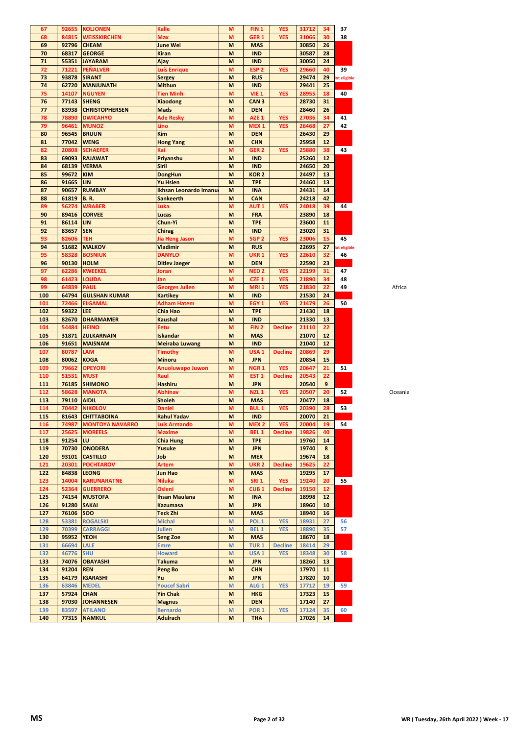| | | | | | | | | | | |
|---|---|---|---|---|---|---|---|---|---|---|
| 67 | 92655 | KOLJONEN | Kalle | M | FIN 1 | YES | 31712 | 34 | 37 | |
| 68 | 84815 | WEISSKIRCHEN | Max | M | GER 1 | YES | 31066 | 30 | 38 | |
| 69 | 92796 | CHEAM | June Wei | M | MAS | | 30850 | 26 | | |
| 70 | 68317 | GEORGE | Kiran | M | IND | | 30587 | 28 | | |
| 71 | 55351 | JAYARAM | Ajay | M | IND | | 30050 | 24 | | |
| 72 | 71221 | PEÑALVER | Luis Enrique | M | ESP 2 | YES | 29660 | 40 | 39 | |
| 73 | 93878 | SIRANT | Sergey | M | RUS | | 29474 | 29 | ot eligible | |
| 74 | 62720 | MANJUNATH | Mithun | M | IND | | 29441 | 25 | | |
| 75 | 14107 | NGUYEN | Tien Minh | M | VIE 1 | YES | 28955 | 18 | 40 | |
| 76 | 77143 | SHENG | Xiaodong | M | CAN 3 | | 28730 | 31 | | |
| 77 | 83938 | CHRISTOPHERSEN | Mads | M | DEN | | 28460 | 26 | | |
| 78 | 78890 | DWICAHYO | Ade Resky | M | AZE 1 | YES | 27036 | 34 | 41 | |
| 79 | 96461 | MUNOZ | Lino | M | MEX 1 | YES | 26468 | 27 | 42 | |
| 80 | 96545 | BRUUN | Kim | M | DEN | | 26430 | 29 | | |
| 81 | 77042 | WENG | Hong Yang | M | CHN | | 25958 | 12 | | |
| 82 | 20808 | SCHAEFER | Kai | M | GER 2 | YES | 25880 | 38 | 43 | |
| 83 | 69093 | RAJAWAT | Priyanshu | M | IND | | 25260 | 12 | | |
| 84 | 68139 | VERMA | Siril | M | IND | | 24650 | 20 | | |
| 85 | 99672 | KIM | DongHun | M | KOR 2 | | 24497 | 13 | | |
| 86 | 91665 | LIN | Yu Hsien | M | TPE | | 24460 | 13 | | |
| 87 | 90657 | RUMBAY | Ikhsan Leonardo Imanu | M | INA | | 24431 | 14 | | |
| 88 | 61819 | B. R. | Sankeerth | M | CAN | | 24218 | 42 | | |
| 89 | 56274 | WRABER | Luka | M | AUT 1 | YES | 24018 | 39 | 44 | |
| 90 | 89416 | CORVEE | Lucas | M | FRA | | 23890 | 18 | | |
| 91 | 86114 | LIN | Chun-Yi | M | TPE | | 23600 | 11 | | |
| 92 | 83657 | SEN | Chirag | M | IND | | 23020 | 31 | | |
| 93 | 82606 | TEH | Jia Heng Jason | M | SGP 2 | YES | 23006 | 15 | 45 | |
| 94 | 51682 | MALKOV | Vladimir | M | RUS | | 22695 | 27 | ot eligible | |
| 95 | 58328 | BOSNIUK | DANYLO | M | UKR 1 | YES | 22610 | 32 | 46 | |
| 96 | 90130 | HOLM | Ditlev Jaeger | M | DEN | | 22590 | 23 | | |
| 97 | 62286 | KWEEKEL | Joran | M | NED 2 | YES | 22199 | 31 | 47 | |
| 98 | 61423 | LOUDA | Jan | M | CZE 1 | YES | 21890 | 34 | 48 | |
| 99 | 64839 | PAUL | Georges Julien | M | MRI 1 | YES | 21830 | 22 | 49 | Africa |
| 100 | 64794 | GULSHAN KUMAR | Kartikey | M | IND | | 21530 | 24 | | |
| 101 | 72466 | ELGAMAL | Adham Hatem | M | EGY 1 | YES | 21479 | 26 | 50 | |
| 102 | 59322 | LEE | Chia Hao | M | TPE | | 21430 | 18 | | |
| 103 | 82670 | DHARMAMER | Kaushal | M | IND | | 21330 | 13 | | |
| 104 | 54484 | HEINO | Eetu | M | FIN 2 | Decline | 21110 | 22 | | |
| 105 | 31871 | ZULKARNAIN | Iskandar | M | MAS | | 21070 | 12 | | |
| 106 | 91651 | MAISNAM | Meiraba Luwang | M | IND | | 21040 | 12 | | |
| 107 | 80787 | LAM | Timothy | M | USA 1 | Decline | 20869 | 29 | | |
| 108 | 80062 | KOGA | Minoru | M | JPN | | 20854 | 15 | | |
| 109 | 79662 | OPEYORI | Anuoluwapo Juwon | M | NGR 1 | YES | 20647 | 21 | 51 | |
| 110 | 51531 | MUST | Raul | M | EST 1 | Decline | 20543 | 22 | | |
| 111 | 76185 | SHIMONO | Hashiru | M | JPN | | 20540 | 9 | | |
| 112 | 58628 | MANOTA | Abhinav | M | NZL 1 | YES | 20507 | 20 | 52 | Oceania |
| 113 | 79110 | AIDIL | Sholeh | M | MAS | | 20477 | 18 | | |
| 114 | 70442 | NIKOLOV | Daniel | M | BUL 1 | YES | 20390 | 28 | 53 | |
| 115 | 81643 | CHITTABOINA | Rahul Yadav | M | IND | | 20070 | 21 | | |
| 116 | 74987 | MONTOYA NAVARRO | Luis Armando | M | MEX 2 | YES | 20004 | 19 | 54 | |
| 117 | 25625 | MOREELS | Maxime | M | BEL 1 | Decline | 19826 | 40 | | |
| 118 | 91254 | LU | Chia Hung | M | TPE | | 19760 | 14 | | |
| 119 | 70730 | ONODERA | Yusuke | M | JPN | | 19740 | 8 | | |
| 120 | 93101 | CASTILLO | Job | M | MEX | | 19674 | 18 | | |
| 121 | 20301 | POCHTAROV | Artem | M | UKR 2 | Decline | 19625 | 22 | | |
| 122 | 84838 | LEONG | Jun Hao | M | MAS | | 19295 | 17 | | |
| 123 | 14004 | KARUNARATNE | Niluka | M | SRI 1 | YES | 19240 | 20 | 55 | |
| 124 | 52364 | GUERRERO | Osleni | M | CUB 1 | Decline | 19150 | 12 | | |
| 125 | 74154 | MUSTOFA | Ihsan Maulana | M | INA | | 18998 | 12 | | |
| 126 | 91280 | SAKAI | Kazumasa | M | JPN | | 18960 | 10 | | |
| 127 | 76106 | SOO | Teck Zhi | M | MAS | | 18940 | 16 | | |
| 128 | 53381 | ROGALSKI | Michal | M | POL 1 | YES | 18931 | 27 | 56 | |
| 129 | 70399 | CARRAGGI | Julien | M | BEL 1 | YES | 18890 | 35 | 57 | |
| 130 | 95952 | YEOH | Seng Zoe | M | MAS | | 18670 | 18 | | |
| 131 | 66694 | LALE | Emre | M | TUR 1 | Decline | 18414 | 29 | | |
| 132 | 46776 | SHU | Howard | M | USA 1 | YES | 18348 | 30 | 58 | |
| 133 | 74076 | OBAYASHI | Takuma | M | JPN | | 18260 | 13 | | |
| 134 | 91204 | REN | Peng Bo | M | CHN | | 17970 | 11 | | |
| 135 | 64179 | IGARASHI | Yu | M | JPN | | 17820 | 10 | | |
| 136 | 63846 | MEDEL | Youcef Sabri | M | ALG 1 | YES | 17712 | 19 | 59 | |
| 137 | 57924 | CHAN | Yin Chak | M | HKG | | 17323 | 15 | | |
| 138 | 97030 | JOHANNESEN | Magnus | M | DEN | | 17140 | 27 | | |
| 139 | 83597 | ATILANO | Bernardo | M | POR 1 | YES | 17124 | 35 | 60 | |
| 140 | 77315 | NAMKUL | Adulrach | M | THA | | 17026 | 14 | | |

MS

WR ( Tuesday, 26th April 2022 ) Week - 17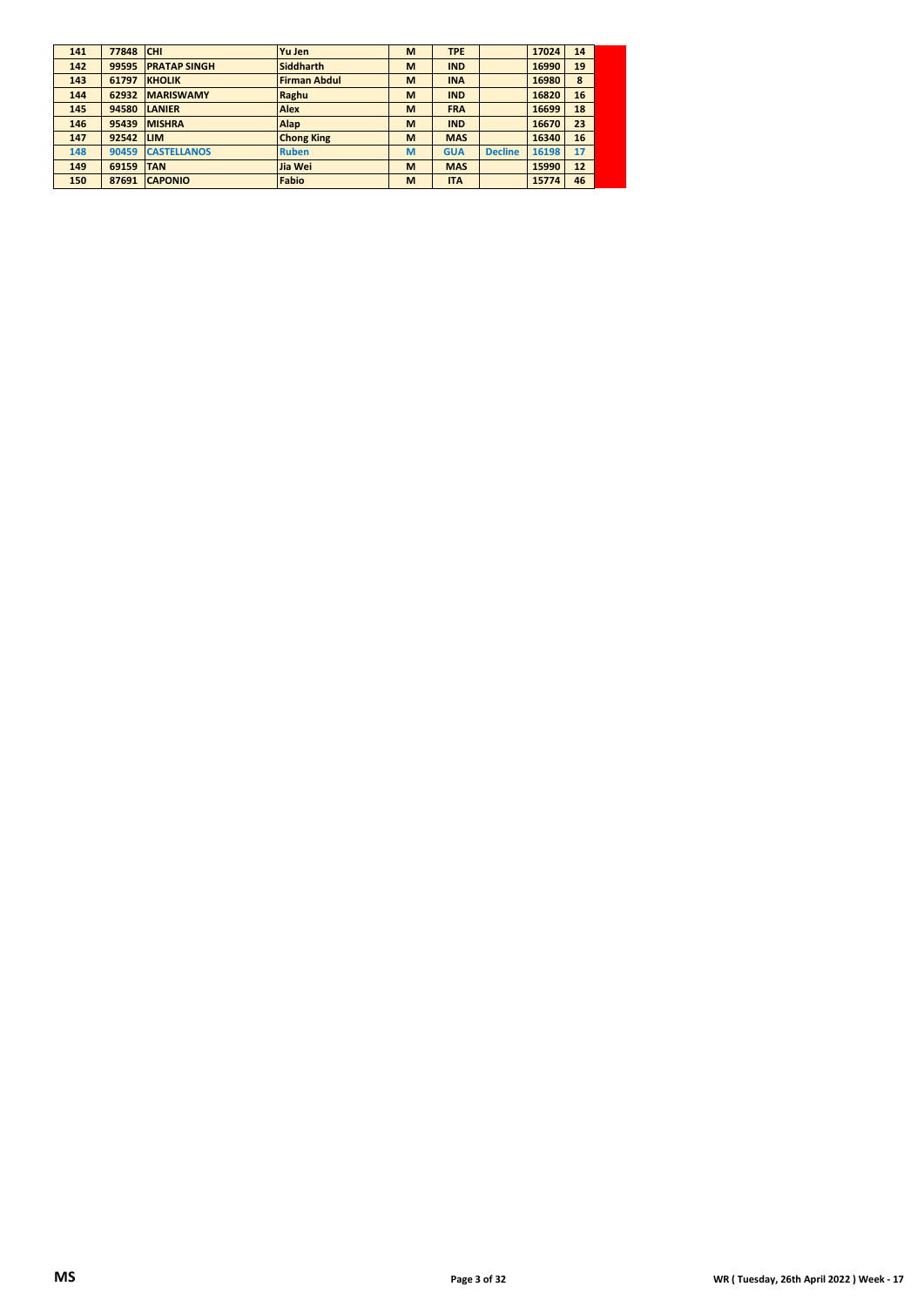| | | | | | | | | |
|---|---|---|---|---|---|---|---|---|
| 141 | 77848 | CHI | Yu Jen | M | TPE | | 17024 | 14 |
| 142 | 99595 | PRATAP SINGH | Siddharth | M | IND | | 16990 | 19 |
| 143 | 61797 | KHOLIK | Firman Abdul | M | INA | | 16980 | 8 |
| 144 | 62932 | MARISWAMY | Raghu | M | IND | | 16820 | 16 |
| 145 | 94580 | LANIER | Alex | M | FRA | | 16699 | 18 |
| 146 | 95439 | MISHRA | Alap | M | IND | | 16670 | 23 |
| 147 | 92542 | LIM | Chong King | M | MAS | | 16340 | 16 |
| 148 | 90459 | CASTELLANOS | Ruben | M | GUA | Decline | 16198 | 17 |
| 149 | 69159 | TAN | Jia Wei | M | MAS | | 15990 | 12 |
| 150 | 87691 | CAPONIO | Fabio | M | ITA | | 15774 | 46 |

MS

WR ( Tuesday, 26th April 2022 ) Week - 17